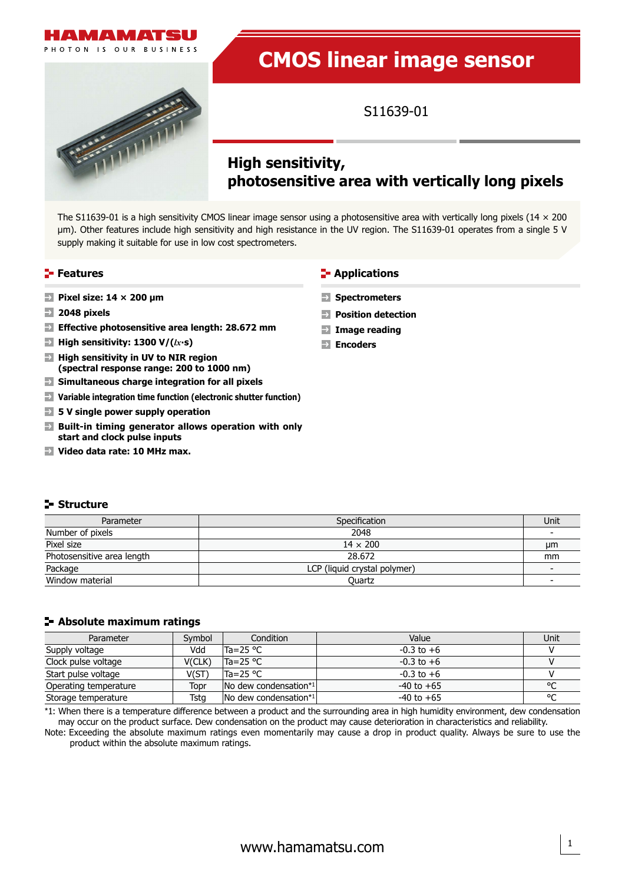# CMOS linear image sensor

S11639-01

## High sensitivity, photosensitive area with vertically long pixels

The S11639-01 is a high sensitivity CMOS linear image sensor using a photosensitive area with vertically long pixels (14 × 200 μm). Other features include high sensitivity and high resistance in the UV region. The S11639-01 operates from a single 5 V supply making it suitable for use in low cost spectrometers.

## Features

- **Pixel size: 14 × 200 μm**
- **2048 pixels**
- **Effective photosensitive area length: 28.672 mm**
- **High sensitivity: 1300 V/(lx·s)**
- **High sensitivity in UV to NIR region (spectral response range: 200 to 1000 nm)**
- **Simultaneous charge integration for all pixels**
- **Variable integration time function (electronic shutter function)**
- **5 V single power supply operation**
- **Built-in timing generator allows operation with only start and clock pulse inputs**
- **Video data rate: 10 MHz max.**

## Applications

- **Spectrometers**
- **Position detection**
- **Image reading**
- **Encoders**

## Structure

| Parameter | Specification | Unit |
|---|---|---|
| Number of pixels | 2048 | - |
| Pixel size | 14 × 200 | μm |
| Photosensitive area length | 28.672 | mm |
| Package | LCP (liquid crystal polymer) | - |
| Window material | Quartz | - |

## Absolute maximum ratings

| Parameter | Symbol | Condition | Value | Unit |
|---|---|---|---|---|
| Supply voltage | Vdd | Ta=25 °C | -0.3 to +6 | V |
| Clock pulse voltage | V(CLK) | Ta=25 °C | -0.3 to +6 | V |
| Start pulse voltage | V(ST) | Ta=25 °C | -0.3 to +6 | V |
| Operating temperature | Topr | No dew condensation*1 | -40 to +65 | °C |
| Storage temperature | Tstg | No dew condensation*1 | -40 to +65 | °C |

*1: When there is a temperature difference between a product and the surrounding area in high humidity environment, dew condensation may occur on the product surface. Dew condensation on the product may cause deterioration in characteristics and reliability.

Note: Exceeding the absolute maximum ratings even momentarily may cause a drop in product quality. Always be sure to use the product within the absolute maximum ratings.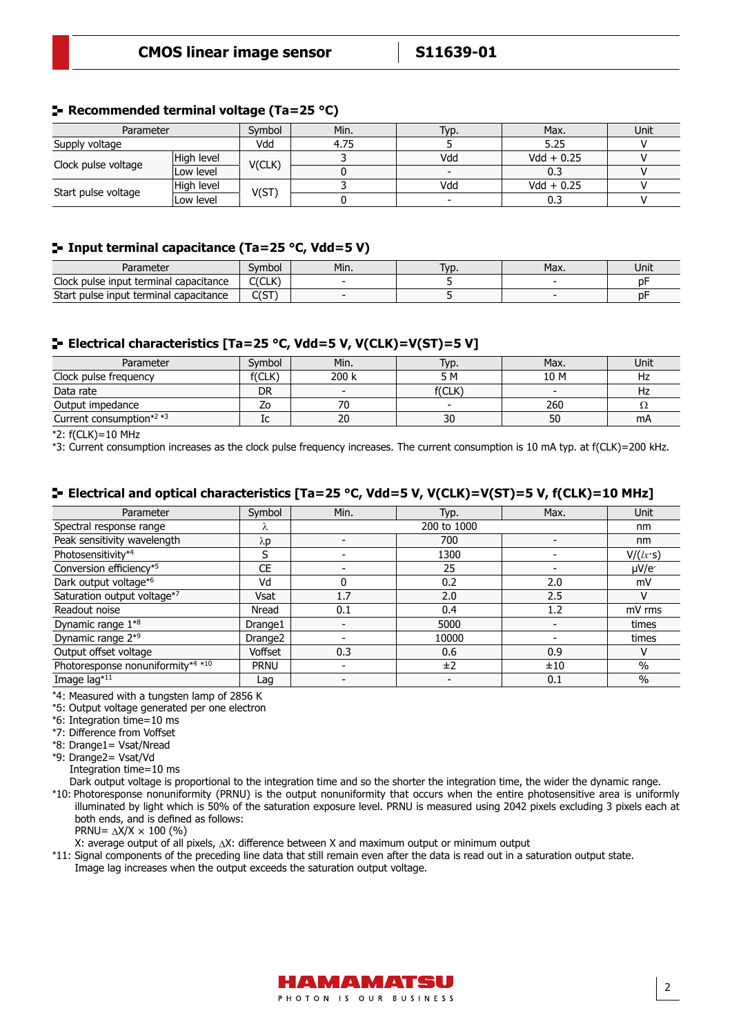## Recommended terminal voltage (Ta=25 °C)

| Parameter | | Symbol | Min. | Typ. | Max. | Unit |
|---|---|---|---|---|---|---|
| Supply voltage | | Vdd | 4.75 | 5 | 5.25 | V |
| Clock pulse voltage | High level | V(CLK) | 3 | Vdd | Vdd + 0.25 | V |
| | Low level | | 0 | - | 0.3 | V |
| Start pulse voltage | High level | V(ST) | 3 | Vdd | Vdd + 0.25 | V |
| | Low level | | 0 | - | 0.3 | V |

## Input terminal capacitance (Ta=25 °C, Vdd=5 V)

| Parameter | Symbol | Min. | Typ. | Max. | Unit |
|---|---|---|---|---|---|
| Clock pulse input terminal capacitance | C(CLK) | - | 5 | - | pF |
| Start pulse input terminal capacitance | C(ST) | - | 5 | - | pF |

## Electrical characteristics [Ta=25 °C, Vdd=5 V, V(CLK)=V(ST)=5 V]

| Parameter | Symbol | Min. | Typ. | Max. | Unit |
|---|---|---|---|---|---|
| Clock pulse frequency | f(CLK) | 200 k | 5 M | 10 M | Hz |
| Data rate | DR | - | f(CLK) | - | Hz |
| Output impedance | Zo | 70 | - | 260 | Ω |
| Current consumption*2 *3 | Ic | 20 | 30 | 50 | mA |

*2: f(CLK)=10 MHz
*3: Current consumption increases as the clock pulse frequency increases. The current consumption is 10 mA typ. at f(CLK)=200 kHz.

## Electrical and optical characteristics [Ta=25 °C, Vdd=5 V, V(CLK)=V(ST)=5 V, f(CLK)=10 MHz]

| Parameter | Symbol | Min. | Typ. | Max. | Unit |
|---|---|---|---|---|---|
| Spectral response range | λ | | 200 to 1000 | | nm |
| Peak sensitivity wavelength | λp | - | 700 | - | nm |
| Photosensitivity*4 | S | - | 1300 | - | V/(lx·s) |
| Conversion efficiency*5 | CE | - | 25 | - | μV/e- |
| Dark output voltage*6 | Vd | 0 | 0.2 | 2.0 | mV |
| Saturation output voltage*7 | Vsat | 1.7 | 2.0 | 2.5 | V |
| Readout noise | Nread | 0.1 | 0.4 | 1.2 | mV rms |
| Dynamic range 1*8 | Drange1 | - | 5000 | - | times |
| Dynamic range 2*9 | Drange2 | - | 10000 | - | times |
| Output offset voltage | Voffset | 0.3 | 0.6 | 0.9 | V |
| Photoresponse nonuniformity*4 *10 | PRNU | - | ±2 | ±10 | % |
| Image lag*11 | Lag | - | - | 0.1 | % |

*4: Measured with a tungsten lamp of 2856 K
*5: Output voltage generated per one electron
*6: Integration time=10 ms
*7: Difference from Voffset
*8: Drange1= Vsat/Nread
*9: Drange2= Vsat/Vd
Integration time=10 ms
Dark output voltage is proportional to the integration time and so the shorter the integration time, the wider the dynamic range.
*10: Photoresponse nonuniformity (PRNU) is the output nonuniformity that occurs when the entire photosensitive area is uniformly illuminated by light which is 50% of the saturation exposure level. PRNU is measured using 2042 pixels excluding 3 pixels each at both ends, and is defined as follows:
PRNU= $\Delta X/X \times 100$ (%)
X: average output of all pixels, ΔX: difference between X and maximum output or minimum output
*11: Signal components of the preceding line data that still remain even after the data is read out in a saturation output state. Image lag increases when the output exceeds the saturation output voltage.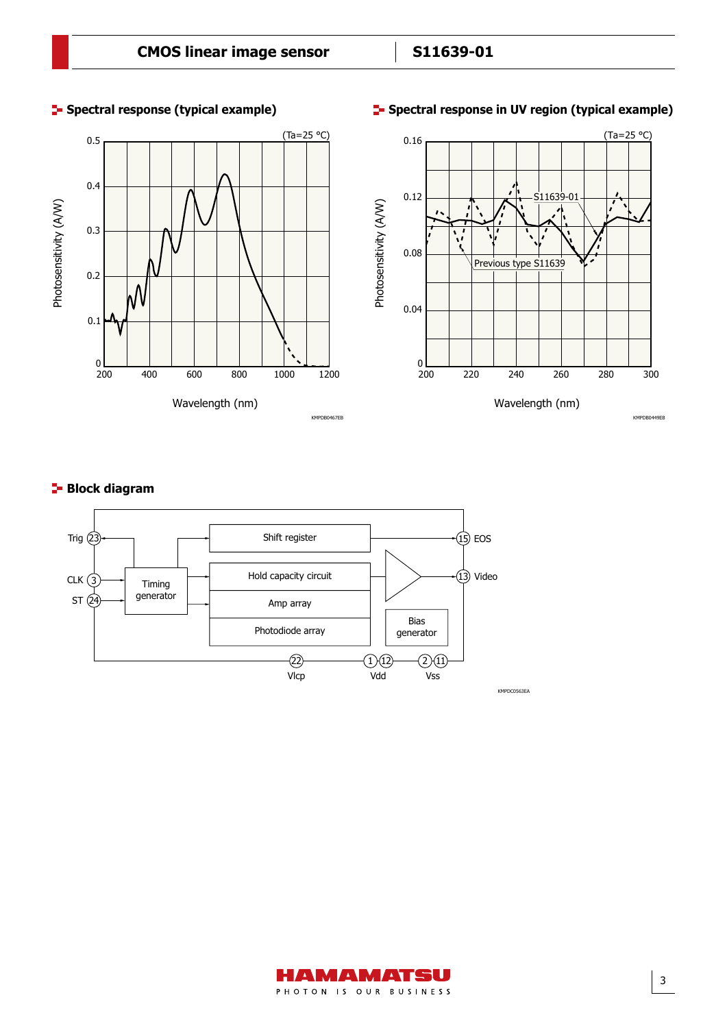## Spectral response (typical example)

(Ta=25 °C)

Photosensitivity (A/W)

Wavelength (nm)

KMPDB0467EB

## Spectral response in UV region (typical example)

(Ta=25 °C)

S11639-01

Previous type S11639

Photosensitivity (A/W)

Wavelength (nm)

KMPDB0449EB

## Block diagram

Trig (23), CLK (3), ST (24), Timing generator, Shift register, Hold capacity circuit, Amp array, Photodiode array, Bias generator, (15) EOS, (13) Video, (22) Vlcp, (1)(12) Vdd, (2)(11) Vss

KMPDC0563EA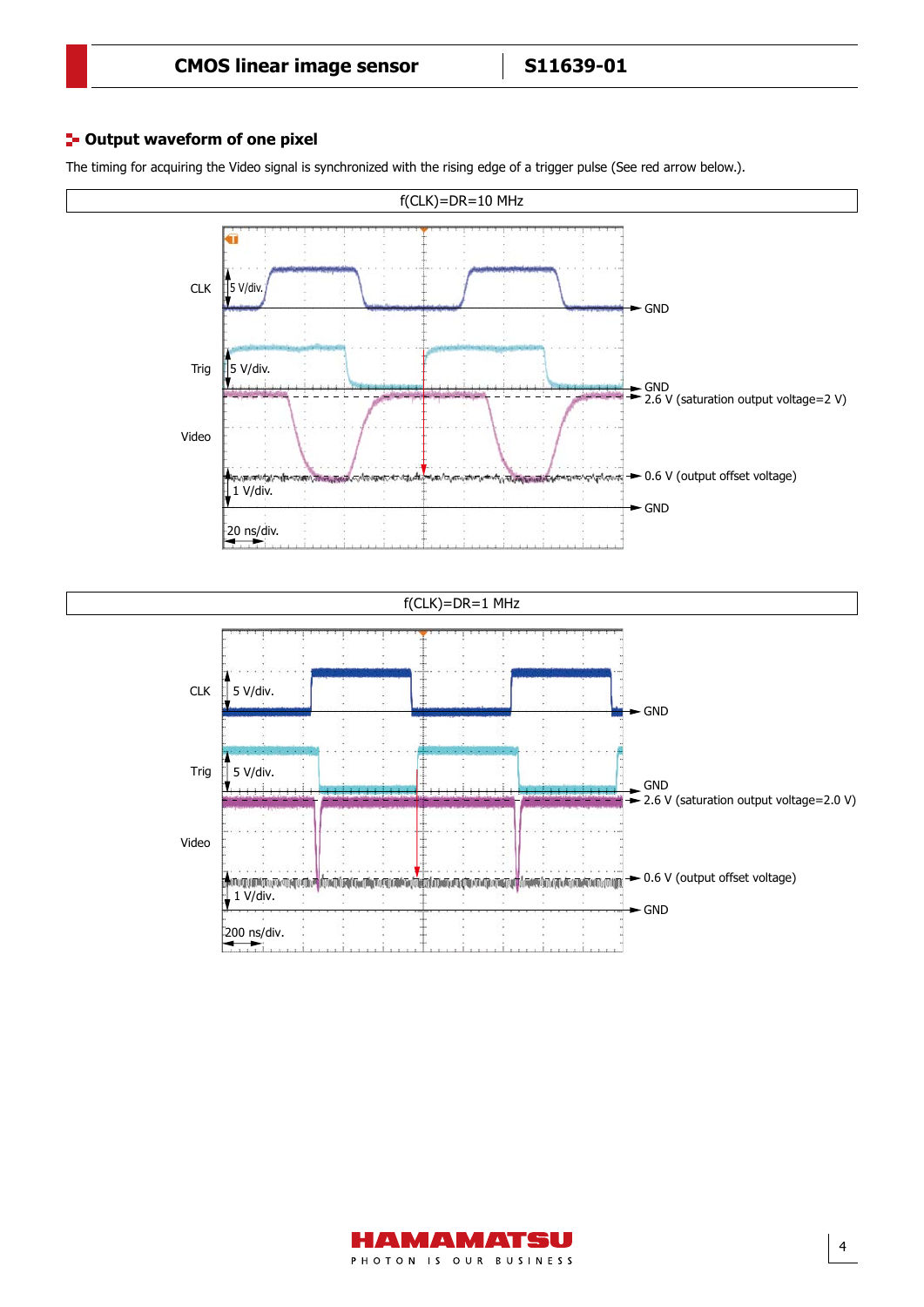## Output waveform of one pixel

The timing for acquiring the Video signal is synchronized with the rising edge of a trigger pulse (See red arrow below.).

f(CLK)=DR=10 MHz

CLK 5 V/div. GND

Trig 5 V/div. GND

Video 2.6 V (saturation output voltage=2 V)

0.6 V (output offset voltage)

1 V/div. GND

20 ns/div.

f(CLK)=DR=1 MHz

CLK 5 V/div. GND

Trig 5 V/div. GND

Video 2.6 V (saturation output voltage=2.0 V)

0.6 V (output offset voltage)

1 V/div. GND

200 ns/div.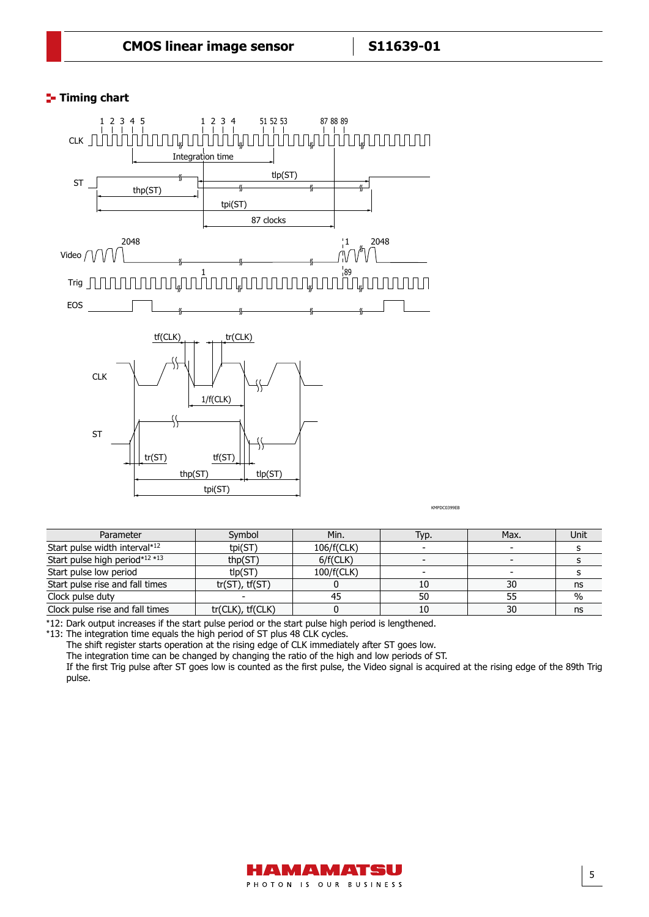## Timing chart

KMPDC0399EB

| Parameter | Symbol | Min. | Typ. | Max. | Unit |
|---|---|---|---|---|---|
| Start pulse width interval*12 | tpi(ST) | 106/f(CLK) | - | - | s |
| Start pulse high period*12 *13 | thp(ST) | 6/f(CLK) | - | - | s |
| Start pulse low period | tlp(ST) | 100/f(CLK) | - | - | s |
| Start pulse rise and fall times | tr(ST), tf(ST) | 0 | 10 | 30 | ns |
| Clock pulse duty | - | 45 | 50 | 55 | % |
| Clock pulse rise and fall times | tr(CLK), tf(CLK) | 0 | 10 | 30 | ns |

*12: Dark output increases if the start pulse period or the start pulse high period is lengthened.

*13: The integration time equals the high period of ST plus 48 CLK cycles.
The shift register starts operation at the rising edge of CLK immediately after ST goes low.
The integration time can be changed by changing the ratio of the high and low periods of ST.
If the first Trig pulse after ST goes low is counted as the first pulse, the Video signal is acquired at the rising edge of the 89th Trig pulse.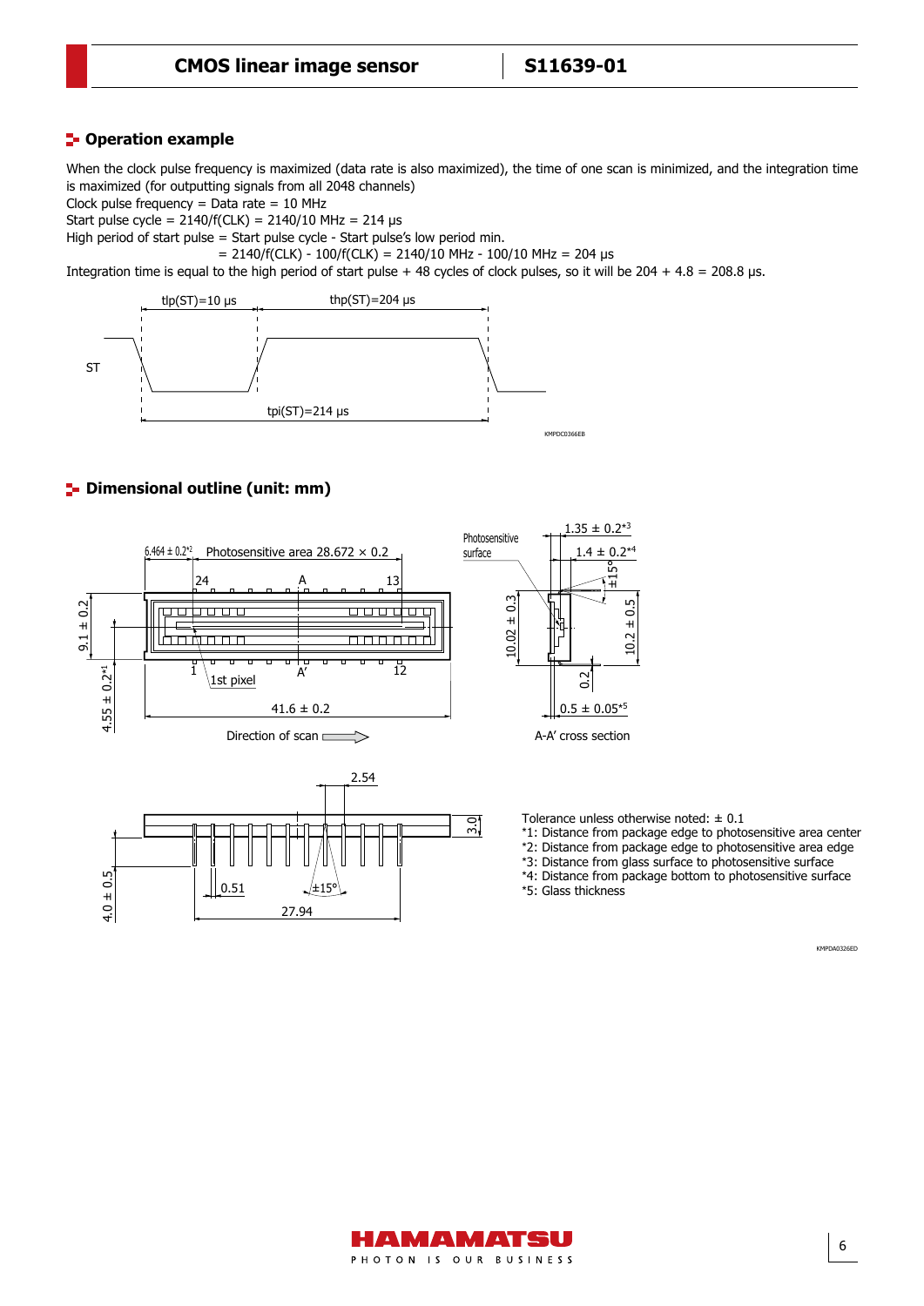## Operation example

When the clock pulse frequency is maximized (data rate is also maximized), the time of one scan is minimized, and the integration time is maximized (for outputting signals from all 2048 channels)

Clock pulse frequency = Data rate = 10 MHz

Start pulse cycle = 2140/f(CLK) = 2140/10 MHz = 214 μs

High period of start pulse = Start pulse cycle - Start pulse's low period min.

= 2140/f(CLK) - 100/f(CLK) = 2140/10 MHz - 100/10 MHz = 204 μs

Integration time is equal to the high period of start pulse + 48 cycles of clock pulses, so it will be 204 + 4.8 = 208.8 μs.

ST

tlp(ST)=10 μs

thp(ST)=204 μs

tpi(ST)=214 μs

KMPDC0366EB

## Dimensional outline (unit: mm)

6.464 ± 0.2*2 Photosensitive area 28.672 × 0.2

24 A 13

1 A' 12

1st pixel

9.1 ± 0.2

4.55 ± 0.2*1

41.6 ± 0.2

Direction of scan

Photosensitive surface

1.35 ± 0.2*3

1.4 ± 0.2*4

±15°

10.02 ± 0.3

10.2 ± 0.5

0.2

0.5 ± 0.05*5

A-A' cross section

2.54

3.0

4.0 ± 0.5

0.51

±15°

27.94

Tolerance unless otherwise noted: ± 0.1

*1: Distance from package edge to photosensitive area center

*2: Distance from package edge to photosensitive area edge

*3: Distance from glass surface to photosensitive surface

*4: Distance from package bottom to photosensitive surface

*5: Glass thickness

KMPDA0326ED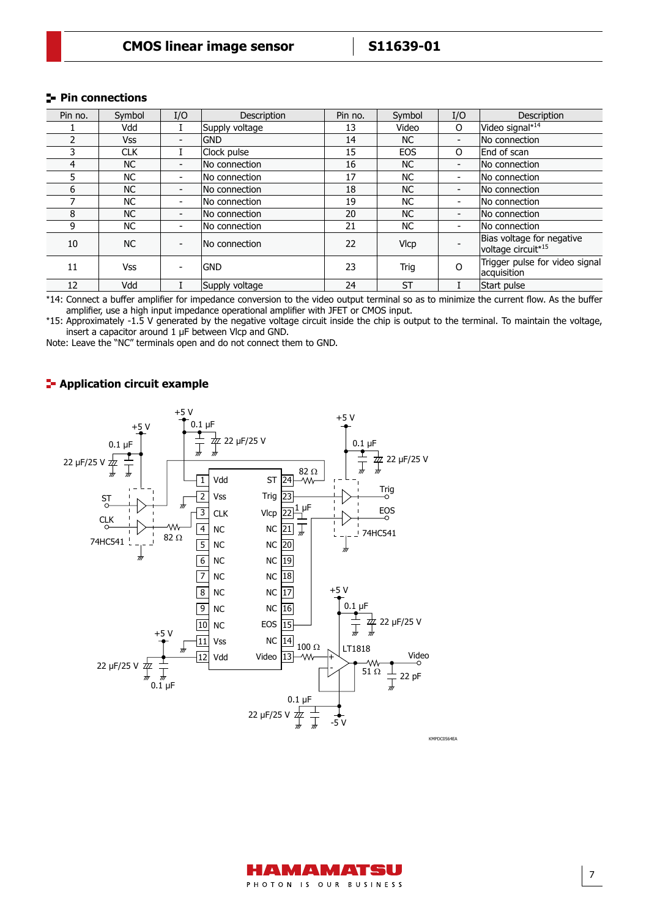## Pin connections

| Pin no. | Symbol | I/O | Description | Pin no. | Symbol | I/O | Description |
|---|---|---|---|---|---|---|---|
| 1 | Vdd | I | Supply voltage | 13 | Video | O | Video signal*14 |
| 2 | Vss | - | GND | 14 | NC | - | No connection |
| 3 | CLK | I | Clock pulse | 15 | EOS | O | End of scan |
| 4 | NC | - | No connection | 16 | NC | - | No connection |
| 5 | NC | - | No connection | 17 | NC | - | No connection |
| 6 | NC | - | No connection | 18 | NC | - | No connection |
| 7 | NC | - | No connection | 19 | NC | - | No connection |
| 8 | NC | - | No connection | 20 | NC | - | No connection |
| 9 | NC | - | No connection | 21 | NC | - | No connection |
| 10 | NC | - | No connection | 22 | Vlcp | - | Bias voltage for negative voltage circuit*15 |
| 11 | Vss | - | GND | 23 | Trig | O | Trigger pulse for video signal acquisition |
| 12 | Vdd | I | Supply voltage | 24 | ST | I | Start pulse |

*14: Connect a buffer amplifier for impedance conversion to the video output terminal so as to minimize the current flow. As the buffer amplifier, use a high input impedance operational amplifier with JFET or CMOS input.

*15: Approximately -1.5 V generated by the negative voltage circuit inside the chip is output to the terminal. To maintain the voltage, insert a capacitor around 1 μF between Vlcp and GND.

Note: Leave the "NC" terminals open and do not connect them to GND.

## Application circuit example

KMPDC0564EA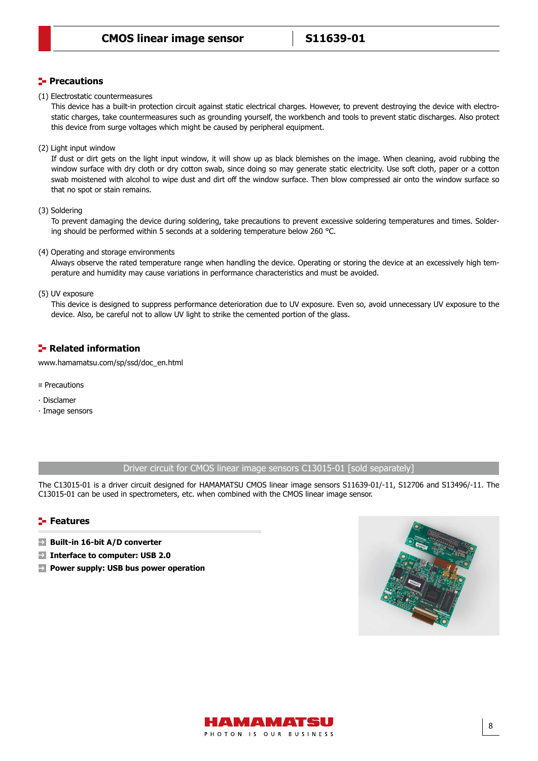## Precautions

(1) Electrostatic countermeasures

This device has a built-in protection circuit against static electrical charges. However, to prevent destroying the device with electrostatic charges, take countermeasures such as grounding yourself, the workbench and tools to prevent static discharges. Also protect this device from surge voltages which might be caused by peripheral equipment.

(2) Light input window

If dust or dirt gets on the light input window, it will show up as black blemishes on the image. When cleaning, avoid rubbing the window surface with dry cloth or dry cotton swab, since doing so may generate static electricity. Use soft cloth, paper or a cotton swab moistened with alcohol to wipe dust and dirt off the window surface. Then blow compressed air onto the window surface so that no spot or stain remains.

(3) Soldering

To prevent damaging the device during soldering, take precautions to prevent excessive soldering temperatures and times. Soldering should be performed within 5 seconds at a soldering temperature below 260 °C.

(4) Operating and storage environments

Always observe the rated temperature range when handling the device. Operating or storing the device at an excessively high temperature and humidity may cause variations in performance characteristics and must be avoided.

(5) UV exposure

This device is designed to suppress performance deterioration due to UV exposure. Even so, avoid unnecessary UV exposure to the device. Also, be careful not to allow UV light to strike the cemented portion of the glass.

## Related information

www.hamamatsu.com/sp/ssd/doc_en.html

■ Precautions

· Disclamer
· Image sensors

## Driver circuit for CMOS linear image sensors C13015-01 [sold separately]

The C13015-01 is a driver circuit designed for HAMAMATSU CMOS linear image sensors S11639-01/-11, S12706 and S13496/-11. The C13015-01 can be used in spectrometers, etc. when combined with the CMOS linear image sensor.

## Features

- **Built-in 16-bit A/D converter**
- **Interface to computer: USB 2.0**
- **Power supply: USB bus power operation**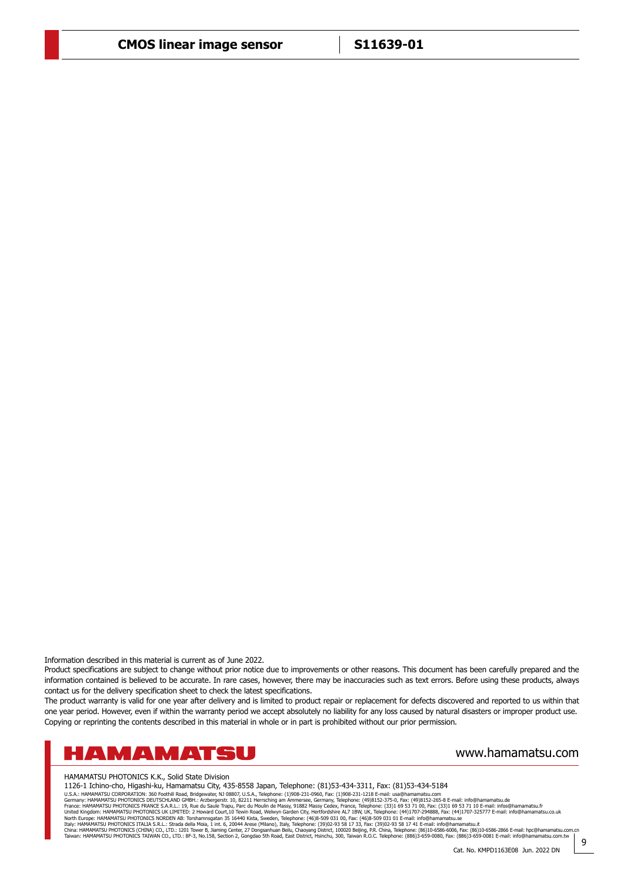Information described in this material is current as of June 2022.

Product specifications are subject to change without prior notice due to improvements or other reasons. This document has been carefully prepared and the information contained is believed to be accurate. In rare cases, however, there may be inaccuracies such as text errors. Before using these products, always contact us for the delivery specification sheet to check the latest specifications.

The product warranty is valid for one year after delivery and is limited to product repair or replacement for defects discovered and reported to us within that one year period. However, even if within the warranty period we accept absolutely no liability for any loss caused by natural disasters or improper product use.

Copying or reprinting the contents described in this material in whole or in part is prohibited without our prior permission.

**HAMAMATSU**

www.hamamatsu.com

HAMAMATSU PHOTONICS K.K., Solid State Division

1126-1 Ichino-cho, Higashi-ku, Hamamatsu City, 435-8558 Japan, Telephone: (81)53-434-3311, Fax: (81)53-434-5184

U.S.A.: HAMAMATSU CORPORATION: 360 Foothill Road, Bridgewater, NJ 08807, U.S.A., Telephone: (1)908-231-0960, Fax: (1)908-231-1218 E-mail: usa@hamamatsu.com
Germany: HAMAMATSU PHOTONICS DEUTSCHLAND GMBH.: Arzbergerstr. 10, 82211 Herrsching am Ammersee, Germany, Telephone: (49)8152-375-0, Fax: (49)8152-265-8 E-mail: info@hamamatsu.de
France: HAMAMATSU PHOTONICS FRANCE S.A.R.L.: 19, Rue du Saule Trapu, Parc du Moulin de Massy, 91882 Massy Cedex, France, Telephone: (33)1 69 53 71 00, Fax: (33)1 69 53 71 10 E-mail: infos@hamamatsu.fr
United Kingdom: HAMAMATSU PHOTONICS UK LIMITED: 2 Howard Court,10 Tewin Road, Welwyn Garden City, Hertfordshire AL7 1BW, UK, Telephone: (44)1707-294888, Fax: (44)1707-325777 E-mail: info@hamamatsu.co.uk
North Europe: HAMAMATSU PHOTONICS NORDEN AB: Torshamnsgatan 35 16440 Kista, Sweden, Telephone: (46)8-509 031 00, Fax: (46)8-509 031 01 E-mail: info@hamamatsu.se
Italy: HAMAMATSU PHOTONICS ITALIA S.R.L.: Strada della Moia, 1 int. 6, 20044 Arese (Milano), Italy, Telephone: (39)02-93 58 17 33, Fax: (39)02-93 58 17 41 E-mail: info@hamamatsu.it
China: HAMAMATSU PHOTONICS (CHINA) CO., LTD.: 1201 Tower B, Jiaming Center, 27 Dongsanhuan Beilu, Chaoyang District, 100020 Beijing, P.R. China, Telephone: (86)10-6586-6006, Fax: (86)10-6586-2866 E-mail: hpc@hamamatsu.com.cn
Taiwan: HAMAMATSU PHOTONICS TAIWAN CO., LTD.: 8F-3, No.158, Section 2, Gongdao 5th Road, East District, Hsinchu, 300, Taiwan R.O.C. Telephone: (886)3-659-0080, Fax: (886)3-659-0081 E-mail: info@hamamatsu.com.tw

Cat. No. KMPD1163E08 Jun. 2022 DN